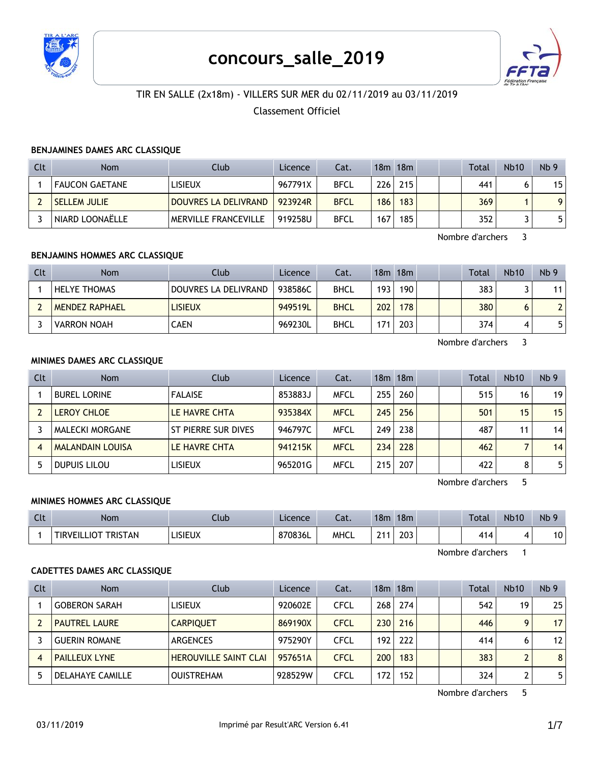# concours_salle_2019

TIR EN SALLE (2x18m) - VILLERS SUR MER du 02/11/2019 au 03/11/2019

Classement Officiel

### BENJAMINES DAMES ARC CLASSIQUE

| Clt | Nom | Club | Licence | Cat. | 18m | 18m | | | Total | Nb10 | Nb 9 |
|---|---|---|---|---|---|---|---|---|---|---|---|
| 1 | FAUCON GAETANE | LISIEUX | 967791X | BFCL | 226 | 215 | | | 441 | 6 | 15 |
| 2 | SELLEM JULIE | DOUVRES LA DELIVRAND | 923924R | BFCL | 186 | 183 | | | 369 | 1 | 9 |
| 3 | NIARD LOONAËLLE | MERVILLE FRANCEVILLE | 919258U | BFCL | 167 | 185 | | | 352 | 3 | 5 |

Nombre d'archers 3

### BENJAMINS HOMMES ARC CLASSIQUE

| Clt | Nom | Club | Licence | Cat. | 18m | 18m | | | Total | Nb10 | Nb 9 |
|---|---|---|---|---|---|---|---|---|---|---|---|
| 1 | HELYE THOMAS | DOUVRES LA DELIVRAND | 938586C | BHCL | 193 | 190 | | | 383 | 3 | 11 |
| 2 | MENDEZ RAPHAEL | LISIEUX | 949519L | BHCL | 202 | 178 | | | 380 | 6 | 2 |
| 3 | VARRON NOAH | CAEN | 969230L | BHCL | 171 | 203 | | | 374 | 4 | 5 |

Nombre d'archers 3

### MINIMES DAMES ARC CLASSIQUE

| Clt | Nom | Club | Licence | Cat. | 18m | 18m | | | Total | Nb10 | Nb 9 |
|---|---|---|---|---|---|---|---|---|---|---|---|
| 1 | BUREL LORINE | FALAISE | 853883J | MFCL | 255 | 260 | | | 515 | 16 | 19 |
| 2 | LEROY CHLOE | LE HAVRE CHTA | 935384X | MFCL | 245 | 256 | | | 501 | 15 | 15 |
| 3 | MALECKI MORGANE | ST PIERRE SUR DIVES | 946797C | MFCL | 249 | 238 | | | 487 | 11 | 14 |
| 4 | MALANDAIN LOUISA | LE HAVRE CHTA | 941215K | MFCL | 234 | 228 | | | 462 | 7 | 14 |
| 5 | DUPUIS LILOU | LISIEUX | 965201G | MFCL | 215 | 207 | | | 422 | 8 | 5 |

Nombre d'archers 5

### MINIMES HOMMES ARC CLASSIQUE

| Clt | Nom | Club | Licence | Cat. | 18m | 18m | | | Total | Nb10 | Nb 9 |
|---|---|---|---|---|---|---|---|---|---|---|---|
| 1 | TIRVEILLIOT TRISTAN | LISIEUX | 870836L | MHCL | 211 | 203 | | | 414 | 4 | 10 |

Nombre d'archers 1

### CADETTES DAMES ARC CLASSIQUE

| Clt | Nom | Club | Licence | Cat. | 18m | 18m | | | Total | Nb10 | Nb 9 |
|---|---|---|---|---|---|---|---|---|---|---|---|
| 1 | GOBERON SARAH | LISIEUX | 920602E | CFCL | 268 | 274 | | | 542 | 19 | 25 |
| 2 | PAUTREL LAURE | CARPIQUET | 869190X | CFCL | 230 | 216 | | | 446 | 9 | 17 |
| 3 | GUERIN ROMANE | ARGENCES | 975290Y | CFCL | 192 | 222 | | | 414 | 6 | 12 |
| 4 | PAILLEUX LYNE | HEROUVILLE SAINT CLAI | 957651A | CFCL | 200 | 183 | | | 383 | 2 | 8 |
| 5 | DELAHAYE CAMILLE | OUISTREHAM | 928529W | CFCL | 172 | 152 | | | 324 | 2 | 5 |

Nombre d'archers 5

03/11/2019 Imprimé par Result'ARC Version 6.41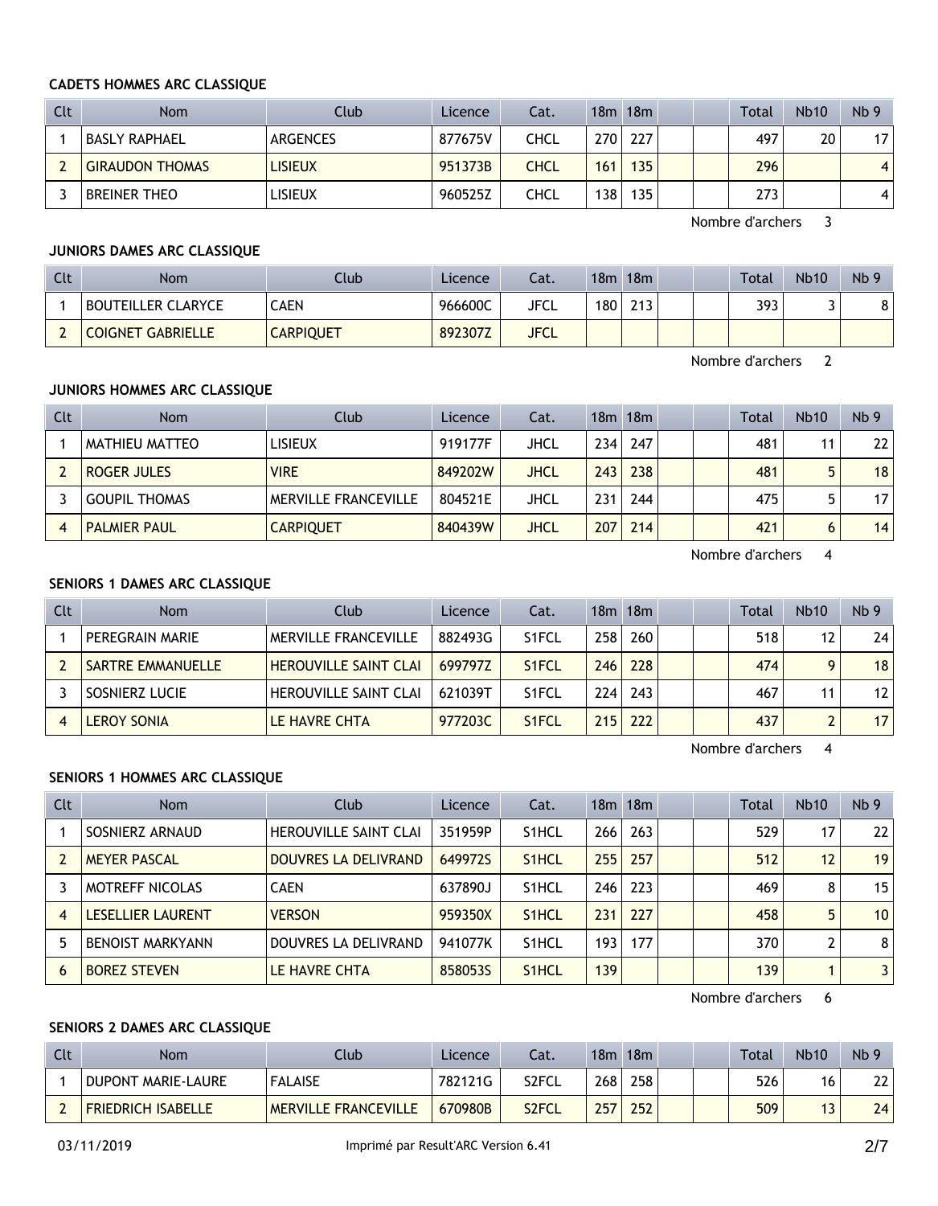**CADETS HOMMES ARC CLASSIQUE**

| Clt | Nom | Club | Licence | Cat. | 18m | 18m | | | Total | Nb10 | Nb 9 |
|---|---|---|---|---|---|---|---|---|---|---|---|
| 1 | BASLY RAPHAEL | ARGENCES | 877675V | CHCL | 270 | 227 | | | 497 | 20 | 17 |
| 2 | GIRAUDON THOMAS | LISIEUX | 951373B | CHCL | 161 | 135 | | | 296 | | 4 |
| 3 | BREINER THEO | LISIEUX | 960525Z | CHCL | 138 | 135 | | | 273 | | 4 |

Nombre d'archers 3

**JUNIORS DAMES ARC CLASSIQUE**

| Clt | Nom | Club | Licence | Cat. | 18m | 18m | | | Total | Nb10 | Nb 9 |
|---|---|---|---|---|---|---|---|---|---|---|---|
| 1 | BOUTEILLER CLARYCE | CAEN | 966600C | JFCL | 180 | 213 | | | 393 | 3 | 8 |
| 2 | COIGNET GABRIELLE | CARPIQUET | 892307Z | JFCL | | | | | | | |

Nombre d'archers 2

**JUNIORS HOMMES ARC CLASSIQUE**

| Clt | Nom | Club | Licence | Cat. | 18m | 18m | | | Total | Nb10 | Nb 9 |
|---|---|---|---|---|---|---|---|---|---|---|---|
| 1 | MATHIEU MATTEO | LISIEUX | 919177F | JHCL | 234 | 247 | | | 481 | 11 | 22 |
| 2 | ROGER JULES | VIRE | 849202W | JHCL | 243 | 238 | | | 481 | 5 | 18 |
| 3 | GOUPIL THOMAS | MERVILLE FRANCEVILLE | 804521E | JHCL | 231 | 244 | | | 475 | 5 | 17 |
| 4 | PALMIER PAUL | CARPIQUET | 840439W | JHCL | 207 | 214 | | | 421 | 6 | 14 |

Nombre d'archers 4

**SENIORS 1 DAMES ARC CLASSIQUE**

| Clt | Nom | Club | Licence | Cat. | 18m | 18m | | | Total | Nb10 | Nb 9 |
|---|---|---|---|---|---|---|---|---|---|---|---|
| 1 | PEREGRAIN MARIE | MERVILLE FRANCEVILLE | 882493G | S1FCL | 258 | 260 | | | 518 | 12 | 24 |
| 2 | SARTRE EMMANUELLE | HEROUVILLE SAINT CLAI | 699797Z | S1FCL | 246 | 228 | | | 474 | 9 | 18 |
| 3 | SOSNIERZ LUCIE | HEROUVILLE SAINT CLAI | 621039T | S1FCL | 224 | 243 | | | 467 | 11 | 12 |
| 4 | LEROY SONIA | LE HAVRE CHTA | 977203C | S1FCL | 215 | 222 | | | 437 | 2 | 17 |

Nombre d'archers 4

**SENIORS 1 HOMMES ARC CLASSIQUE**

| Clt | Nom | Club | Licence | Cat. | 18m | 18m | | | Total | Nb10 | Nb 9 |
|---|---|---|---|---|---|---|---|---|---|---|---|
| 1 | SOSNIERZ ARNAUD | HEROUVILLE SAINT CLAI | 351959P | S1HCL | 266 | 263 | | | 529 | 17 | 22 |
| 2 | MEYER PASCAL | DOUVRES LA DELIVRAND | 649972S | S1HCL | 255 | 257 | | | 512 | 12 | 19 |
| 3 | MOTREFF NICOLAS | CAEN | 637890J | S1HCL | 246 | 223 | | | 469 | 8 | 15 |
| 4 | LESELLIER LAURENT | VERSON | 959350X | S1HCL | 231 | 227 | | | 458 | 5 | 10 |
| 5 | BENOIST MARKYANN | DOUVRES LA DELIVRAND | 941077K | S1HCL | 193 | 177 | | | 370 | 2 | 8 |
| 6 | BOREZ STEVEN | LE HAVRE CHTA | 858053S | S1HCL | 139 | | | | 139 | 1 | 3 |

Nombre d'archers 6

**SENIORS 2 DAMES ARC CLASSIQUE**

| Clt | Nom | Club | Licence | Cat. | 18m | 18m | | | Total | Nb10 | Nb 9 |
|---|---|---|---|---|---|---|---|---|---|---|---|
| 1 | DUPONT MARIE-LAURE | FALAISE | 782121G | S2FCL | 268 | 258 | | | 526 | 16 | 22 |
| 2 | FRIEDRICH ISABELLE | MERVILLE FRANCEVILLE | 670980B | S2FCL | 257 | 252 | | | 509 | 13 | 24 |

03/11/2019 Imprimé par Result'ARC Version 6.41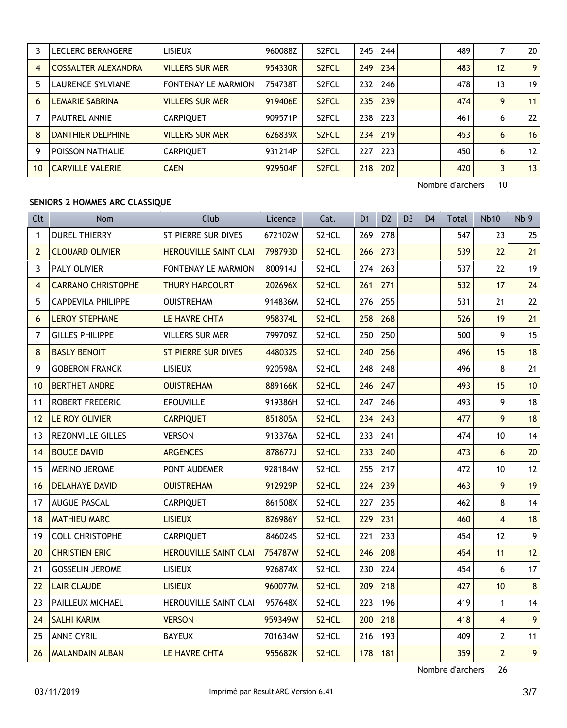| 3 | LECLERC BERANGERE | LISIEUX | 960088Z | S2FCL | 245 | 244 | | | 489 | 7 | 20 |
|---|---|---|---|---|---|---|---|---|---|---|---|
| 4 | COSSALTER ALEXANDRA | VILLERS SUR MER | 954330R | S2FCL | 249 | 234 | | | 483 | 12 | 9 |
| 5 | LAURENCE SYLVIANE | FONTENAY LE MARMION | 754738T | S2FCL | 232 | 246 | | | 478 | 13 | 19 |
| 6 | LEMARIE SABRINA | VILLERS SUR MER | 919406E | S2FCL | 235 | 239 | | | 474 | 9 | 11 |
| 7 | PAUTREL ANNIE | CARPIQUET | 909571P | S2FCL | 238 | 223 | | | 461 | 6 | 22 |
| 8 | DANTHIER DELPHINE | VILLERS SUR MER | 626839X | S2FCL | 234 | 219 | | | 453 | 6 | 16 |
| 9 | POISSON NATHALIE | CARPIQUET | 931214P | S2FCL | 227 | 223 | | | 450 | 6 | 12 |
| 10 | CARVILLE VALERIE | CAEN | 929504F | S2FCL | 218 | 202 | | | 420 | 3 | 13 |

Nombre d'archers 10

**SENIORS 2 HOMMES ARC CLASSIQUE**

| Clt | Nom | Club | Licence | Cat. | D1 | D2 | D3 | D4 | Total | Nb10 | Nb 9 |
|---|---|---|---|---|---|---|---|---|---|---|---|
| 1 | DUREL THIERRY | ST PIERRE SUR DIVES | 672102W | S2HCL | 269 | 278 | | | 547 | 23 | 25 |
| 2 | CLOUARD OLIVIER | HEROUVILLE SAINT CLAI | 798793D | S2HCL | 266 | 273 | | | 539 | 22 | 21 |
| 3 | PALY OLIVIER | FONTENAY LE MARMION | 800914J | S2HCL | 274 | 263 | | | 537 | 22 | 19 |
| 4 | CARRANO CHRISTOPHE | THURY HARCOURT | 202696X | S2HCL | 261 | 271 | | | 532 | 17 | 24 |
| 5 | CAPDEVILA PHILIPPE | OUISTREHAM | 914836M | S2HCL | 276 | 255 | | | 531 | 21 | 22 |
| 6 | LEROY STEPHANE | LE HAVRE CHTA | 958374L | S2HCL | 258 | 268 | | | 526 | 19 | 21 |
| 7 | GILLES PHILIPPE | VILLERS SUR MER | 799709Z | S2HCL | 250 | 250 | | | 500 | 9 | 15 |
| 8 | BASLY BENOIT | ST PIERRE SUR DIVES | 448032S | S2HCL | 240 | 256 | | | 496 | 15 | 18 |
| 9 | GOBERON FRANCK | LISIEUX | 920598A | S2HCL | 248 | 248 | | | 496 | 8 | 21 |
| 10 | BERTHET ANDRE | OUISTREHAM | 889166K | S2HCL | 246 | 247 | | | 493 | 15 | 10 |
| 11 | ROBERT FREDERIC | EPOUVILLE | 919386H | S2HCL | 247 | 246 | | | 493 | 9 | 18 |
| 12 | LE ROY OLIVIER | CARPIQUET | 851805A | S2HCL | 234 | 243 | | | 477 | 9 | 18 |
| 13 | REZONVILLE GILLES | VERSON | 913376A | S2HCL | 233 | 241 | | | 474 | 10 | 14 |
| 14 | BOUCE DAVID | ARGENCES | 878677J | S2HCL | 233 | 240 | | | 473 | 6 | 20 |
| 15 | MERINO JEROME | PONT AUDEMER | 928184W | S2HCL | 255 | 217 | | | 472 | 10 | 12 |
| 16 | DELAHAYE DAVID | OUISTREHAM | 912929P | S2HCL | 224 | 239 | | | 463 | 9 | 19 |
| 17 | AUGUE PASCAL | CARPIQUET | 861508X | S2HCL | 227 | 235 | | | 462 | 8 | 14 |
| 18 | MATHIEU MARC | LISIEUX | 826986Y | S2HCL | 229 | 231 | | | 460 | 4 | 18 |
| 19 | COLL CHRISTOPHE | CARPIQUET | 846024S | S2HCL | 221 | 233 | | | 454 | 12 | 9 |
| 20 | CHRISTIEN ERIC | HEROUVILLE SAINT CLAI | 754787W | S2HCL | 246 | 208 | | | 454 | 11 | 12 |
| 21 | GOSSELIN JEROME | LISIEUX | 926874X | S2HCL | 230 | 224 | | | 454 | 6 | 17 |
| 22 | LAIR CLAUDE | LISIEUX | 960077M | S2HCL | 209 | 218 | | | 427 | 10 | 8 |
| 23 | PAILLEUX MICHAEL | HEROUVILLE SAINT CLAI | 957648X | S2HCL | 223 | 196 | | | 419 | 1 | 14 |
| 24 | SALHI KARIM | VERSON | 959349W | S2HCL | 200 | 218 | | | 418 | 4 | 9 |
| 25 | ANNE CYRIL | BAYEUX | 701634W | S2HCL | 216 | 193 | | | 409 | 2 | 11 |
| 26 | MALANDAIN ALBAN | LE HAVRE CHTA | 955682K | S2HCL | 178 | 181 | | | 359 | 2 | 9 |

Nombre d'archers 26

03/11/2019 Imprimé par Result'ARC Version 6.41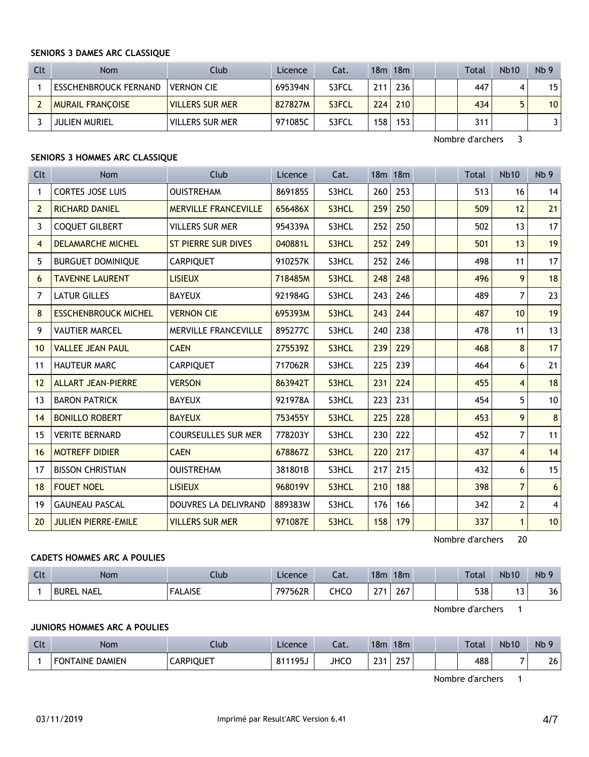### SENIORS 3 DAMES ARC CLASSIQUE

| Clt | Nom | Club | Licence | Cat. | 18m | 18m | | | Total | Nb10 | Nb 9 |
|---|---|---|---|---|---|---|---|---|---|---|---|
| 1 | ESSCHENBROUCK FERNAND | VERNON CIE | 695394N | S3FCL | 211 | 236 | | | 447 | 4 | 15 |
| 2 | MURAIL FRANÇOISE | VILLERS SUR MER | 827827M | S3FCL | 224 | 210 | | | 434 | 5 | 10 |
| 3 | JULIEN MURIEL | VILLERS SUR MER | 971085C | S3FCL | 158 | 153 | | | 311 | | 3 |

Nombre d'archers 3

### SENIORS 3 HOMMES ARC CLASSIQUE

| Clt | Nom | Club | Licence | Cat. | 18m | 18m | | | Total | Nb10 | Nb 9 |
|---|---|---|---|---|---|---|---|---|---|---|---|
| 1 | CORTES JOSE LUIS | OUISTREHAM | 869185S | S3HCL | 260 | 253 | | | 513 | 16 | 14 |
| 2 | RICHARD DANIEL | MERVILLE FRANCEVILLE | 656486X | S3HCL | 259 | 250 | | | 509 | 12 | 21 |
| 3 | COQUET GILBERT | VILLERS SUR MER | 954339A | S3HCL | 252 | 250 | | | 502 | 13 | 17 |
| 4 | DELAMARCHE MICHEL | ST PIERRE SUR DIVES | 040881L | S3HCL | 252 | 249 | | | 501 | 13 | 19 |
| 5 | BURGUET DOMINIQUE | CARPIQUET | 910257K | S3HCL | 252 | 246 | | | 498 | 11 | 17 |
| 6 | TAVENNE LAURENT | LISIEUX | 718485M | S3HCL | 248 | 248 | | | 496 | 9 | 18 |
| 7 | LATUR GILLES | BAYEUX | 921984G | S3HCL | 243 | 246 | | | 489 | 7 | 23 |
| 8 | ESSCHENBROUCK MICHEL | VERNON CIE | 695393M | S3HCL | 243 | 244 | | | 487 | 10 | 19 |
| 9 | VAUTIER MARCEL | MERVILLE FRANCEVILLE | 895277C | S3HCL | 240 | 238 | | | 478 | 11 | 13 |
| 10 | VALLEE JEAN PAUL | CAEN | 275539Z | S3HCL | 239 | 229 | | | 468 | 8 | 17 |
| 11 | HAUTEUR MARC | CARPIQUET | 717062R | S3HCL | 225 | 239 | | | 464 | 6 | 21 |
| 12 | ALLART JEAN-PIERRE | VERSON | 863942T | S3HCL | 231 | 224 | | | 455 | 4 | 18 |
| 13 | BARON PATRICK | BAYEUX | 921978A | S3HCL | 223 | 231 | | | 454 | 5 | 10 |
| 14 | BONILLO ROBERT | BAYEUX | 753455Y | S3HCL | 225 | 228 | | | 453 | 9 | 8 |
| 15 | VERITE BERNARD | COURSEULLES SUR MER | 778203Y | S3HCL | 230 | 222 | | | 452 | 7 | 11 |
| 16 | MOTREFF DIDIER | CAEN | 678867Z | S3HCL | 220 | 217 | | | 437 | 4 | 14 |
| 17 | BISSON CHRISTIAN | OUISTREHAM | 381801B | S3HCL | 217 | 215 | | | 432 | 6 | 15 |
| 18 | FOUET NOEL | LISIEUX | 968019V | S3HCL | 210 | 188 | | | 398 | 7 | 6 |
| 19 | GAUNEAU PASCAL | DOUVRES LA DELIVRAND | 889383W | S3HCL | 176 | 166 | | | 342 | 2 | 4 |
| 20 | JULIEN PIERRE-EMILE | VILLERS SUR MER | 971087E | S3HCL | 158 | 179 | | | 337 | 1 | 10 |

Nombre d'archers 20

### CADETS HOMMES ARC A POULIES

| Clt | Nom | Club | Licence | Cat. | 18m | 18m | | | Total | Nb10 | Nb 9 |
|---|---|---|---|---|---|---|---|---|---|---|---|
| 1 | BUREL NAEL | FALAISE | 797562R | CHCO | 271 | 267 | | | 538 | 13 | 36 |

Nombre d'archers 1

### JUNIORS HOMMES ARC A POULIES

| Clt | Nom | Club | Licence | Cat. | 18m | 18m | | | Total | Nb10 | Nb 9 |
|---|---|---|---|---|---|---|---|---|---|---|---|
| 1 | FONTAINE DAMIEN | CARPIQUET | 811195J | JHCO | 231 | 257 | | | 488 | 7 | 26 |

Nombre d'archers 1

03/11/2019 Imprimé par Result'ARC Version 6.41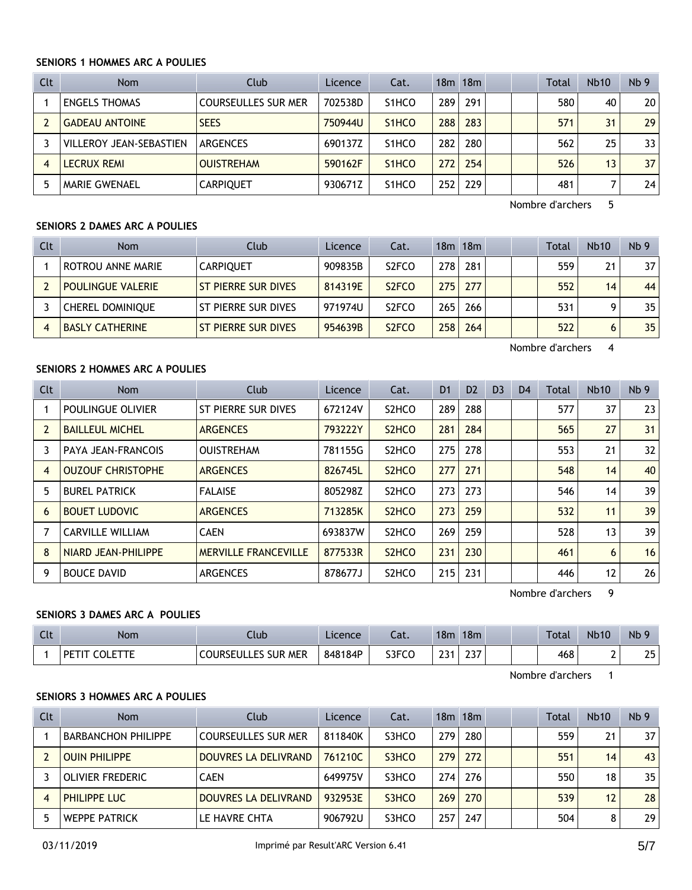**SENIORS 1 HOMMES ARC A POULIES**

| Clt | Nom | Club | Licence | Cat. | 18m | 18m | | | Total | Nb10 | Nb 9 |
|---|---|---|---|---|---|---|---|---|---|---|---|
| 1 | ENGELS THOMAS | COURSEULLES SUR MER | 702538D | S1HCO | 289 | 291 | | | 580 | 40 | 20 |
| 2 | GADEAU ANTOINE | SEES | 750944U | S1HCO | 288 | 283 | | | 571 | 31 | 29 |
| 3 | VILLEROY JEAN-SEBASTIEN | ARGENCES | 690137Z | S1HCO | 282 | 280 | | | 562 | 25 | 33 |
| 4 | LECRUX REMI | OUISTREHAM | 590162F | S1HCO | 272 | 254 | | | 526 | 13 | 37 |
| 5 | MARIE GWENAEL | CARPIQUET | 930671Z | S1HCO | 252 | 229 | | | 481 | 7 | 24 |

Nombre d'archers 5

**SENIORS 2 DAMES ARC A POULIES**

| Clt | Nom | Club | Licence | Cat. | 18m | 18m | | | Total | Nb10 | Nb 9 |
|---|---|---|---|---|---|---|---|---|---|---|---|
| 1 | ROTROU ANNE MARIE | CARPIQUET | 909835B | S2FCO | 278 | 281 | | | 559 | 21 | 37 |
| 2 | POULINGUE VALERIE | ST PIERRE SUR DIVES | 814319E | S2FCO | 275 | 277 | | | 552 | 14 | 44 |
| 3 | CHEREL DOMINIQUE | ST PIERRE SUR DIVES | 971974U | S2FCO | 265 | 266 | | | 531 | 9 | 35 |
| 4 | BASLY CATHERINE | ST PIERRE SUR DIVES | 954639B | S2FCO | 258 | 264 | | | 522 | 6 | 35 |

Nombre d'archers 4

**SENIORS 2 HOMMES ARC A POULIES**

| Clt | Nom | Club | Licence | Cat. | D1 | D2 | D3 | D4 | Total | Nb10 | Nb 9 |
|---|---|---|---|---|---|---|---|---|---|---|---|
| 1 | POULINGUE OLIVIER | ST PIERRE SUR DIVES | 672124V | S2HCO | 289 | 288 | | | 577 | 37 | 23 |
| 2 | BAILLEUL MICHEL | ARGENCES | 793222Y | S2HCO | 281 | 284 | | | 565 | 27 | 31 |
| 3 | PAYA JEAN-FRANCOIS | OUISTREHAM | 781155G | S2HCO | 275 | 278 | | | 553 | 21 | 32 |
| 4 | OUZOUF CHRISTOPHE | ARGENCES | 826745L | S2HCO | 277 | 271 | | | 548 | 14 | 40 |
| 5 | BUREL PATRICK | FALAISE | 805298Z | S2HCO | 273 | 273 | | | 546 | 14 | 39 |
| 6 | BOUET LUDOVIC | ARGENCES | 713285K | S2HCO | 273 | 259 | | | 532 | 11 | 39 |
| 7 | CARVILLE WILLIAM | CAEN | 693837W | S2HCO | 269 | 259 | | | 528 | 13 | 39 |
| 8 | NIARD JEAN-PHILIPPE | MERVILLE FRANCEVILLE | 877533R | S2HCO | 231 | 230 | | | 461 | 6 | 16 |
| 9 | BOUCE DAVID | ARGENCES | 878677J | S2HCO | 215 | 231 | | | 446 | 12 | 26 |

Nombre d'archers 9

**SENIORS 3 DAMES ARC A POULIES**

| Clt | Nom | Club | Licence | Cat. | 18m | 18m | | | Total | Nb10 | Nb 9 |
|---|---|---|---|---|---|---|---|---|---|---|---|
| 1 | PETIT COLETTE | COURSEULLES SUR MER | 848184P | S3FCO | 231 | 237 | | | 468 | 2 | 25 |

Nombre d'archers 1

**SENIORS 3 HOMMES ARC A POULIES**

| Clt | Nom | Club | Licence | Cat. | 18m | 18m | | | Total | Nb10 | Nb 9 |
|---|---|---|---|---|---|---|---|---|---|---|---|
| 1 | BARBANCHON PHILIPPE | COURSEULLES SUR MER | 811840K | S3HCO | 279 | 280 | | | 559 | 21 | 37 |
| 2 | OUIN PHILIPPE | DOUVRES LA DELIVRAND | 761210C | S3HCO | 279 | 272 | | | 551 | 14 | 43 |
| 3 | OLIVIER FREDERIC | CAEN | 649975V | S3HCO | 274 | 276 | | | 550 | 18 | 35 |
| 4 | PHILIPPE LUC | DOUVRES LA DELIVRAND | 932953E | S3HCO | 269 | 270 | | | 539 | 12 | 28 |
| 5 | WEPPE PATRICK | LE HAVRE CHTA | 906792U | S3HCO | 257 | 247 | | | 504 | 8 | 29 |

03/11/2019 Imprimé par Result'ARC Version 6.41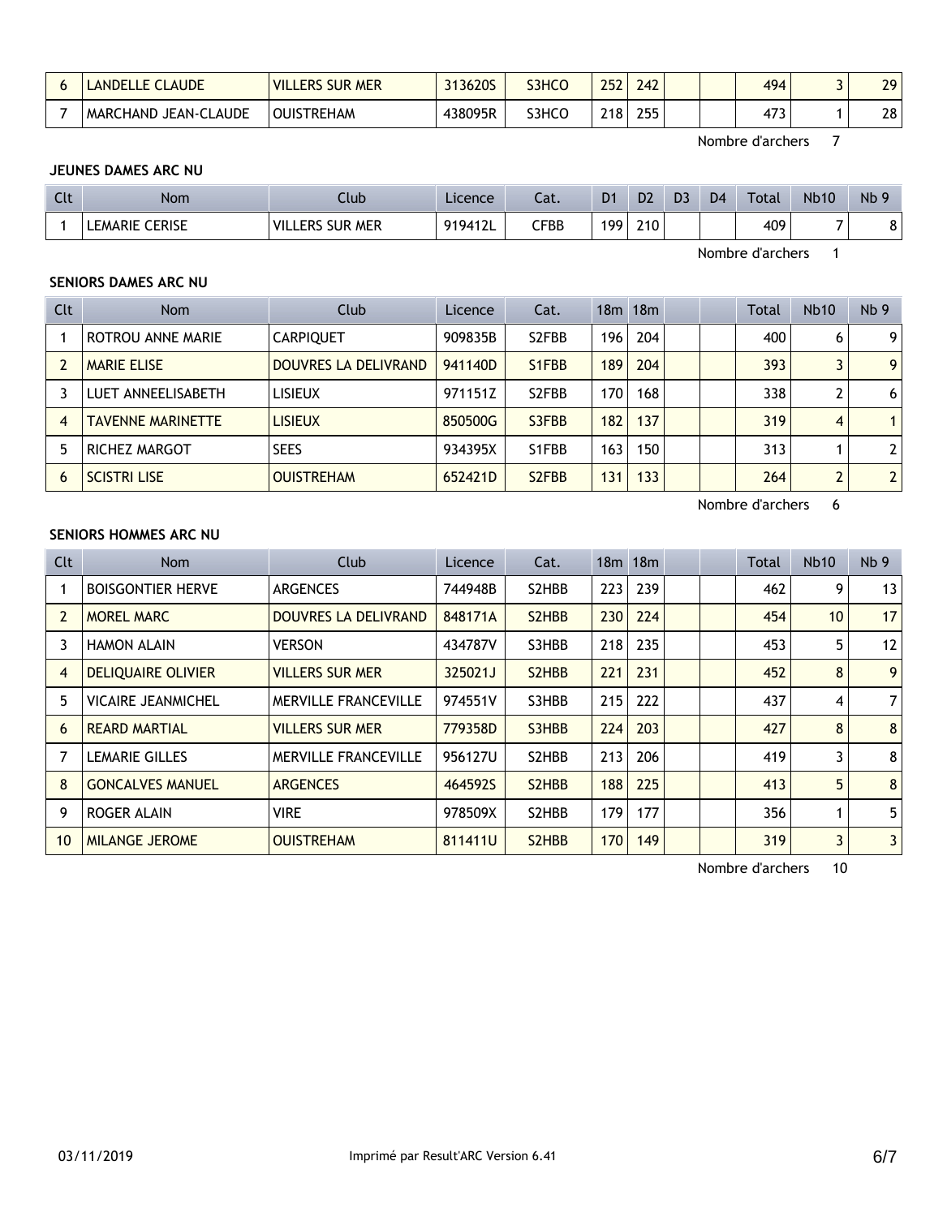| 6 | LANDELLE CLAUDE | VILLERS SUR MER | 313620S | S3HCO | 252 | 242 | | | 494 | 3 | 29 |
|---|---|---|---|---|---|---|---|---|---|---|---|
| 7 | MARCHAND JEAN-CLAUDE | OUISTREHAM | 438095R | S3HCO | 218 | 255 | | | 473 | 1 | 28 |

Nombre d'archers 7

**JEUNES DAMES ARC NU**

| Clt | Nom | Club | Licence | Cat. | D1 | D2 | D3 | D4 | Total | Nb10 | Nb 9 |
|---|---|---|---|---|---|---|---|---|---|---|---|
| 1 | LEMARIE CERISE | VILLERS SUR MER | 919412L | CFBB | 199 | 210 | | | 409 | 7 | 8 |

Nombre d'archers 1

**SENIORS DAMES ARC NU**

| Clt | Nom | Club | Licence | Cat. | 18m | 18m | | | Total | Nb10 | Nb 9 |
|---|---|---|---|---|---|---|---|---|---|---|---|
| 1 | ROTROU ANNE MARIE | CARPIQUET | 909835B | S2FBB | 196 | 204 | | | 400 | 6 | 9 |
| 2 | MARIE ELISE | DOUVRES LA DELIVRAND | 941140D | S1FBB | 189 | 204 | | | 393 | 3 | 9 |
| 3 | LUET ANNEELISABETH | LISIEUX | 971151Z | S2FBB | 170 | 168 | | | 338 | 2 | 6 |
| 4 | TAVENNE MARINETTE | LISIEUX | 850500G | S3FBB | 182 | 137 | | | 319 | 4 | 1 |
| 5 | RICHEZ MARGOT | SEES | 934395X | S1FBB | 163 | 150 | | | 313 | 1 | 2 |
| 6 | SCISTRI LISE | OUISTREHAM | 652421D | S2FBB | 131 | 133 | | | 264 | 2 | 2 |

Nombre d'archers 6

**SENIORS HOMMES ARC NU**

| Clt | Nom | Club | Licence | Cat. | 18m | 18m | | | Total | Nb10 | Nb 9 |
|---|---|---|---|---|---|---|---|---|---|---|---|
| 1 | BOISGONTIER HERVE | ARGENCES | 744948B | S2HBB | 223 | 239 | | | 462 | 9 | 13 |
| 2 | MOREL MARC | DOUVRES LA DELIVRAND | 848171A | S2HBB | 230 | 224 | | | 454 | 10 | 17 |
| 3 | HAMON ALAIN | VERSON | 434787V | S3HBB | 218 | 235 | | | 453 | 5 | 12 |
| 4 | DELIQUAIRE OLIVIER | VILLERS SUR MER | 325021J | S2HBB | 221 | 231 | | | 452 | 8 | 9 |
| 5 | VICAIRE JEANMICHEL | MERVILLE FRANCEVILLE | 974551V | S3HBB | 215 | 222 | | | 437 | 4 | 7 |
| 6 | REARD MARTIAL | VILLERS SUR MER | 779358D | S3HBB | 224 | 203 | | | 427 | 8 | 8 |
| 7 | LEMARIE GILLES | MERVILLE FRANCEVILLE | 956127U | S2HBB | 213 | 206 | | | 419 | 3 | 8 |
| 8 | GONCALVES MANUEL | ARGENCES | 464592S | S2HBB | 188 | 225 | | | 413 | 5 | 8 |
| 9 | ROGER ALAIN | VIRE | 978509X | S2HBB | 179 | 177 | | | 356 | 1 | 5 |
| 10 | MILANGE JEROME | OUISTREHAM | 811411U | S2HBB | 170 | 149 | | | 319 | 3 | 3 |

Nombre d'archers 10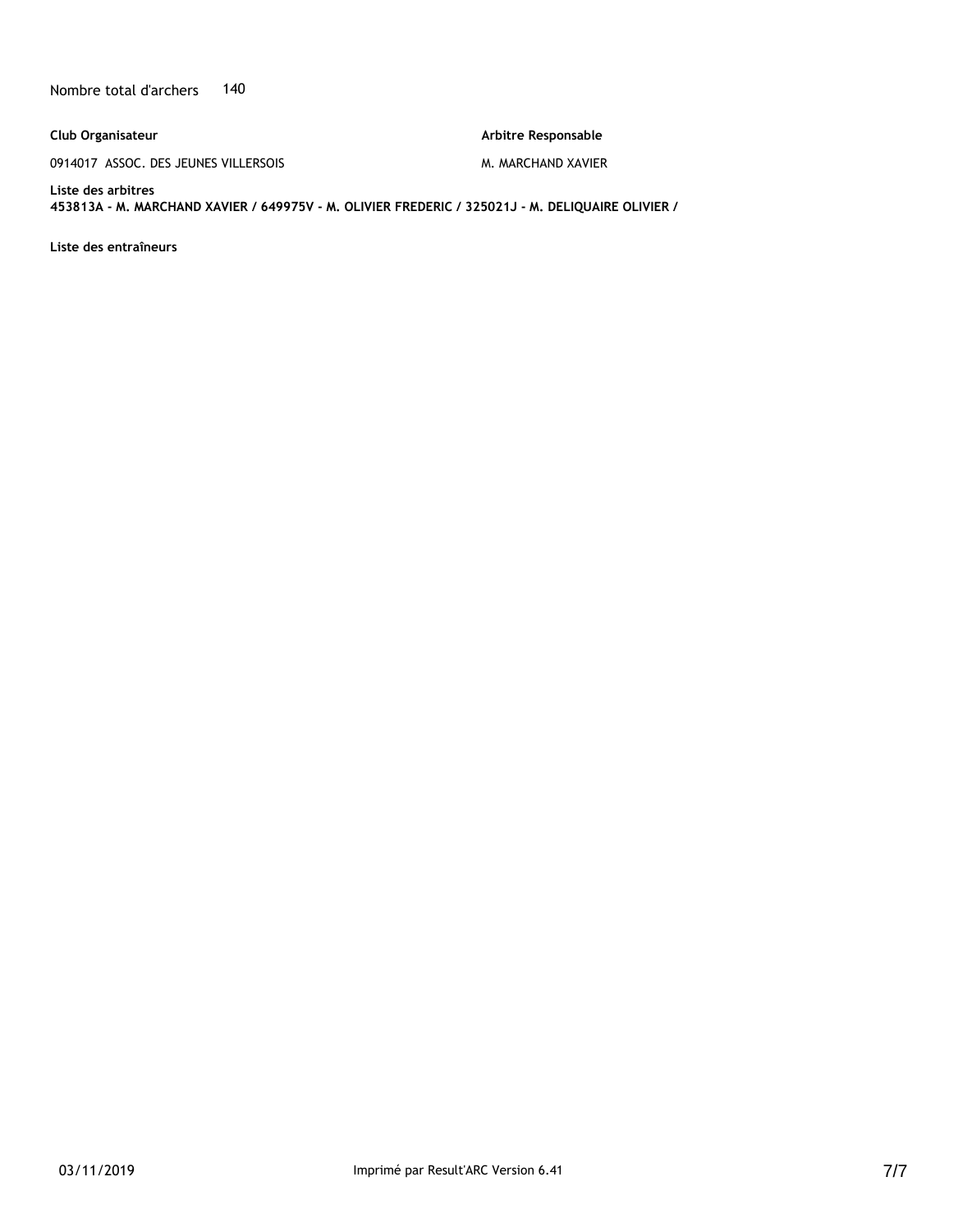Nombre total d'archers 140

**Club Organisateur**

0914017 ASSOC. DES JEUNES VILLERSOIS

**Arbitre Responsable**

M. MARCHAND XAVIER

**Liste des arbitres**

**453813A - M. MARCHAND XAVIER / 649975V - M. OLIVIER FREDERIC / 325021J - M. DELIQUAIRE OLIVIER /**

**Liste des entraîneurs**

03/11/2019 Imprimé par Result'ARC Version 6.41